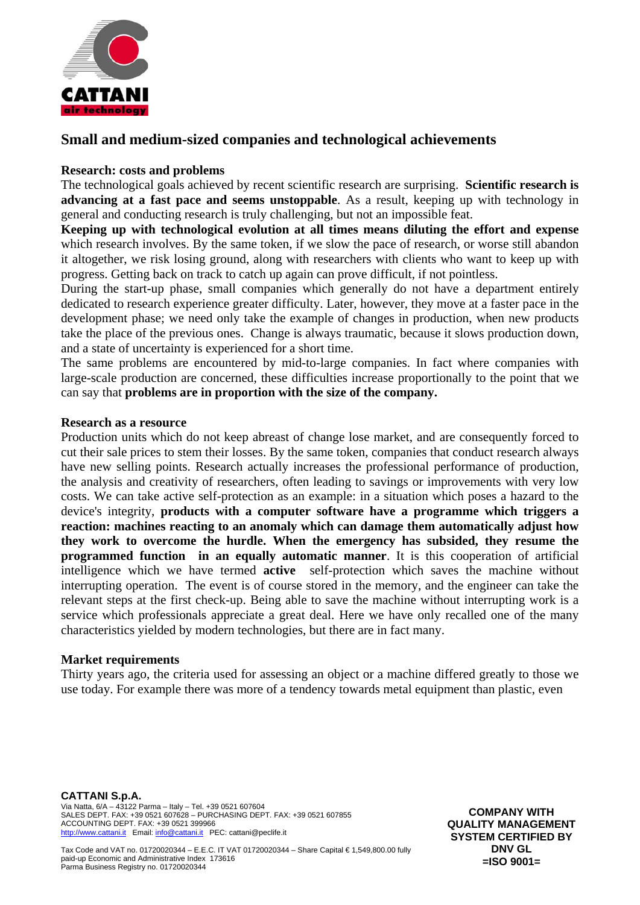## Small and medium-sized companies and technological achievements

**Research: costs and problems**

The technological goals achieved by recent scientific research are surprising. **Scientific research is advancing at a fast pace and seems unstoppable**. As a result, keeping up with technology in general and conducting research is truly challenging, but not an impossible feat.

**Keeping up with technological evolution at all times means diluting the effort and expense** which research involves. By the same token, if we slow the pace of research, or worse still abandon it altogether, we risk losing ground, along with researchers with clients who want to keep up with progress. Getting back on track to catch up again can prove difficult, if not pointless.

During the start-up phase, small companies which generally do not have a department entirely dedicated to research experience greater difficulty. Later, however, they move at a faster pace in the development phase; we need only take the example of changes in production, when new products take the place of the previous ones. Change is always traumatic, because it slows production down, and a state of uncertainty is experienced for a short time.

The same problems are encountered by mid-to-large companies. In fact where companies with large-scale production are concerned, these difficulties increase proportionally to the point that we can say that **problems are in proportion with the size of the company.**

**Research as a resource**

Production units which do not keep abreast of change lose market, and are consequently forced to cut their sale prices to stem their losses. By the same token, companies that conduct research always have new selling points. Research actually increases the professional performance of production, the analysis and creativity of researchers, often leading to savings or improvements with very low costs. We can take active self-protection as an example: in a situation which poses a hazard to the device's integrity, **products with a computer software have a programme which triggers a reaction: machines reacting to an anomaly which can damage them automatically adjust how they work to overcome the hurdle. When the emergency has subsided, they resume the programmed function in an equally automatic manner**. It is this cooperation of artificial intelligence which we have termed **active** self-protection which saves the machine without interrupting operation. The event is of course stored in the memory, and the engineer can take the relevant steps at the first check-up. Being able to save the machine without interrupting work is a service which professionals appreciate a great deal. Here we have only recalled one of the many characteristics yielded by modern technologies, but there are in fact many.

**Market requirements**

Thirty years ago, the criteria used for assessing an object or a machine differed greatly to those we use today. For example there was more of a tendency towards metal equipment than plastic, even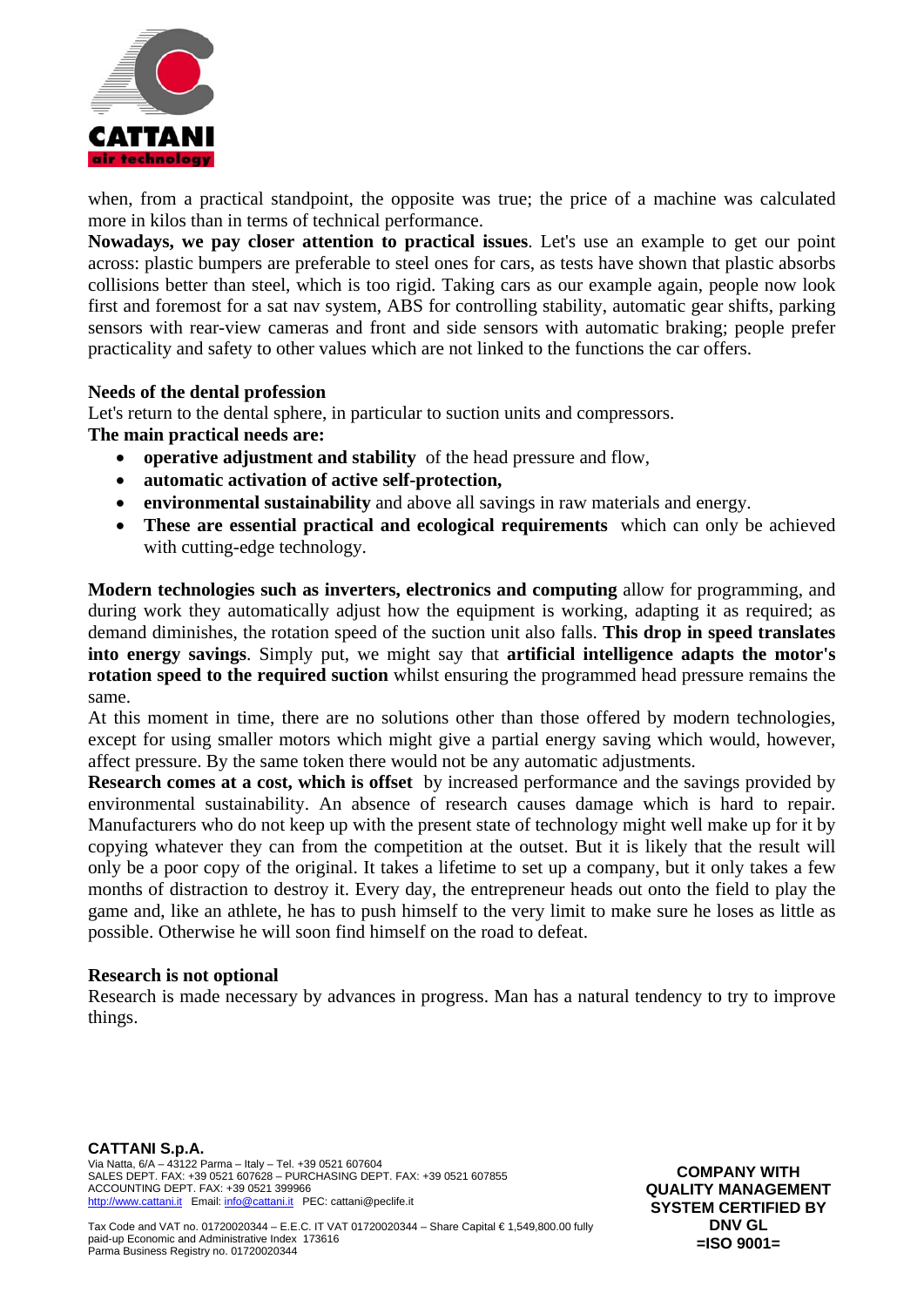when, from a practical standpoint, the opposite was true; the price of a machine was calculated more in kilos than in terms of technical performance.

**Nowadays, we pay closer attention to practical issues**. Let's use an example to get our point across: plastic bumpers are preferable to steel ones for cars, as tests have shown that plastic absorbs collisions better than steel, which is too rigid. Taking cars as our example again, people now look first and foremost for a sat nav system, ABS for controlling stability, automatic gear shifts, parking sensors with rear-view cameras and front and side sensors with automatic braking; people prefer practicality and safety to other values which are not linked to the functions the car offers.

**Needs of the dental profession**

Let's return to the dental sphere, in particular to suction units and compressors.

**The main practical needs are:**

- **operative adjustment and stability** of the head pressure and flow,
- **automatic activation of active self-protection,**
- **environmental sustainability** and above all savings in raw materials and energy.
- **These are essential practical and ecological requirements** which can only be achieved with cutting-edge technology.

**Modern technologies such as inverters, electronics and computing** allow for programming, and during work they automatically adjust how the equipment is working, adapting it as required; as demand diminishes, the rotation speed of the suction unit also falls. **This drop in speed translates into energy savings**. Simply put, we might say that **artificial intelligence adapts the motor's rotation speed to the required suction** whilst ensuring the programmed head pressure remains the same.

At this moment in time, there are no solutions other than those offered by modern technologies, except for using smaller motors which might give a partial energy saving which would, however, affect pressure. By the same token there would not be any automatic adjustments.

**Research comes at a cost, which is offset** by increased performance and the savings provided by environmental sustainability. An absence of research causes damage which is hard to repair. Manufacturers who do not keep up with the present state of technology might well make up for it by copying whatever they can from the competition at the outset. But it is likely that the result will only be a poor copy of the original. It takes a lifetime to set up a company, but it only takes a few months of distraction to destroy it. Every day, the entrepreneur heads out onto the field to play the game and, like an athlete, he has to push himself to the very limit to make sure he loses as little as possible. Otherwise he will soon find himself on the road to defeat.

**Research is not optional**

Research is made necessary by advances in progress. Man has a natural tendency to try to improve things.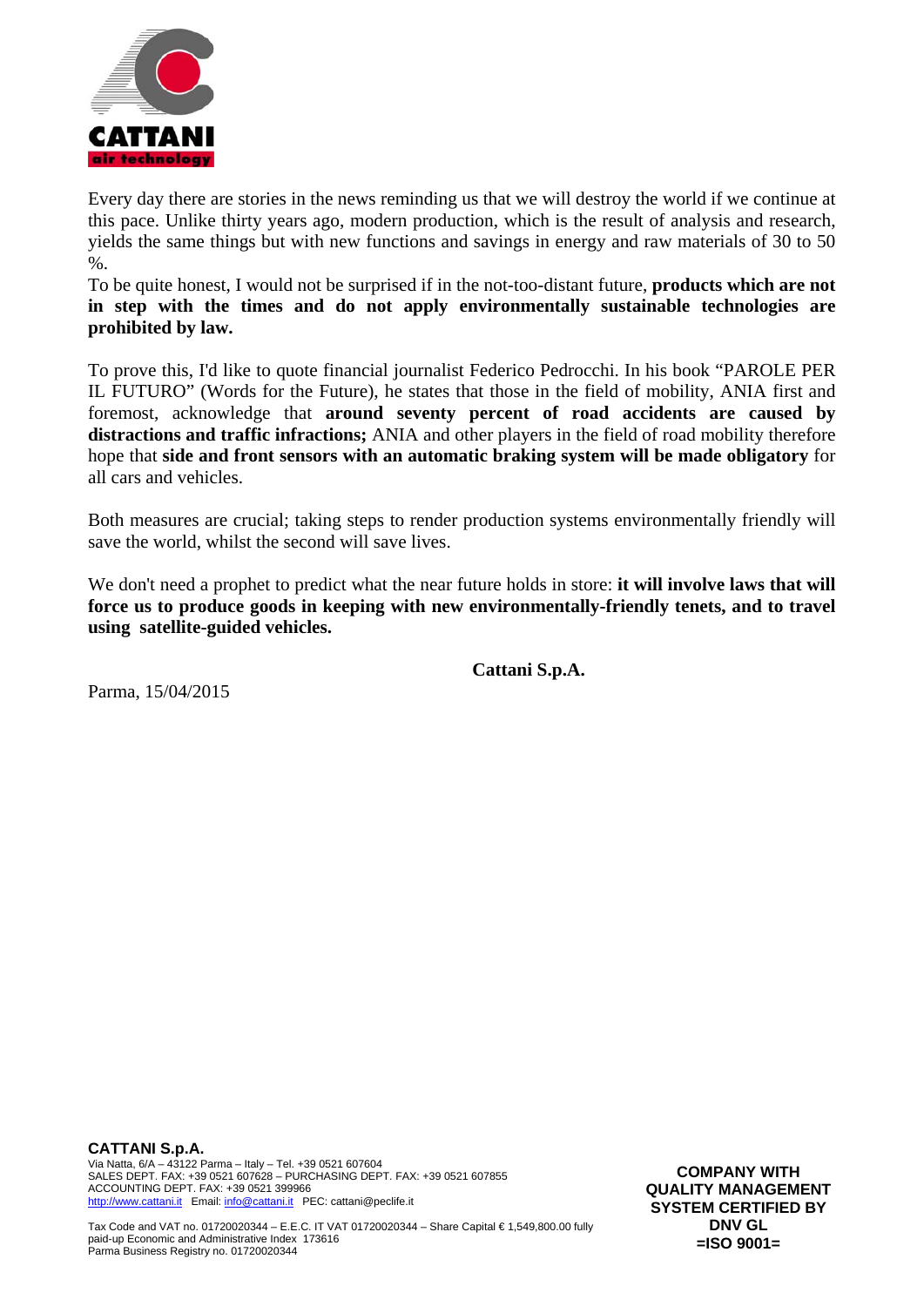Every day there are stories in the news reminding us that we will destroy the world if we continue at this pace. Unlike thirty years ago, modern production, which is the result of analysis and research, yields the same things but with new functions and savings in energy and raw materials of 30 to 50 %.

To be quite honest, I would not be surprised if in the not-too-distant future, **products which are not in step with the times and do not apply environmentally sustainable technologies are prohibited by law.**

To prove this, I'd like to quote financial journalist Federico Pedrocchi. In his book "PAROLE PER IL FUTURO" (Words for the Future), he states that those in the field of mobility, ANIA first and foremost, acknowledge that **around seventy percent of road accidents are caused by distractions and traffic infractions;** ANIA and other players in the field of road mobility therefore hope that **side and front sensors with an automatic braking system will be made obligatory** for all cars and vehicles.

Both measures are crucial; taking steps to render production systems environmentally friendly will save the world, whilst the second will save lives.

We don't need a prophet to predict what the near future holds in store: **it will involve laws that will force us to produce goods in keeping with new environmentally-friendly tenets, and to travel using satellite-guided vehicles.**

**Cattani S.p.A.**

Parma, 15/04/2015

**CATTANI S.p.A.**
Via Natta, 6/A – 43122 Parma – Italy – Tel. +39 0521 607604
SALES DEPT. FAX: +39 0521 607628 – PURCHASING DEPT. FAX: +39 0521 607855
ACCOUNTING DEPT. FAX: +39 0521 399966
http://www.cattani.it Email: info@cattani.it PEC: cattani@peclife.it

Tax Code and VAT no. 01720020344 – E.E.C. IT VAT 01720020344 – Share Capital € 1,549,800.00 fully paid-up Economic and Administrative Index 173616
Parma Business Registry no. 01720020344

**COMPANY WITH QUALITY MANAGEMENT SYSTEM CERTIFIED BY DNV GL =ISO 9001=**